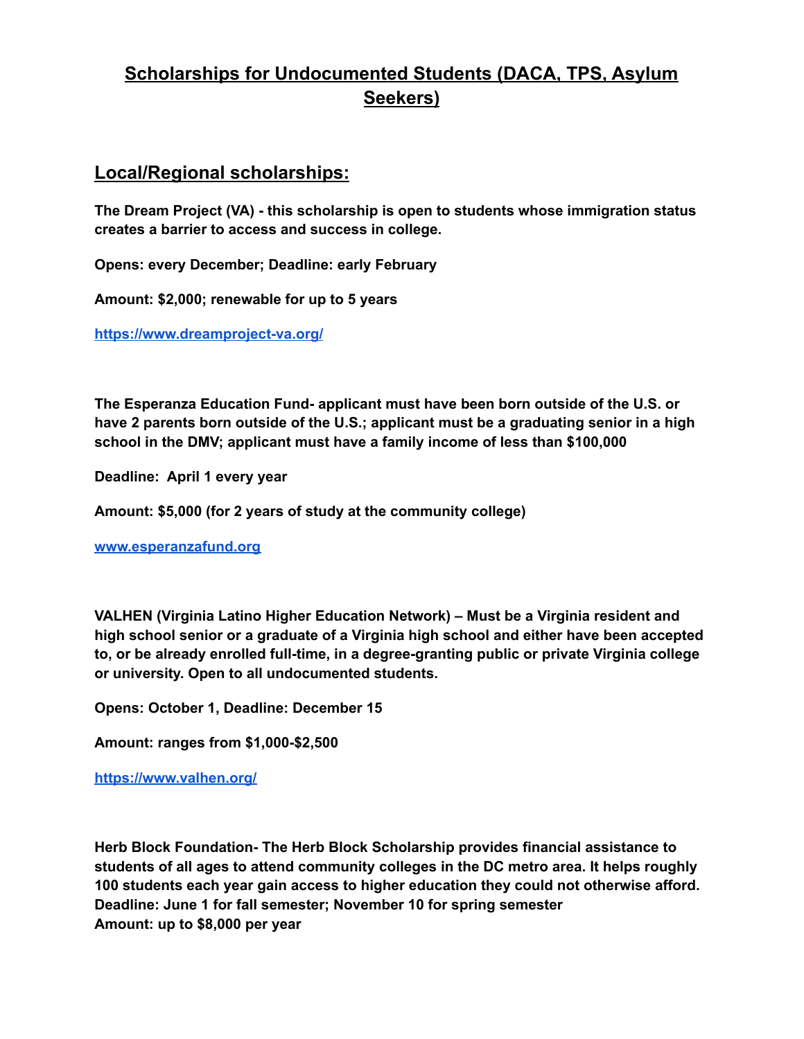# Scholarships for Undocumented Students (DACA, TPS, Asylum Seekers)

## Local/Regional scholarships:

**The Dream Project (VA) - this scholarship is open to students whose immigration status creates a barrier to access and success in college.**

**Opens: every December; Deadline: early February**

**Amount: $2,000; renewable for up to 5 years**

**[https://www.dreamproject-va.org/](https://www.dreamproject-va.org/)**

**The Esperanza Education Fund- applicant must have been born outside of the U.S. or have 2 parents born outside of the U.S.; applicant must be a graduating senior in a high school in the DMV; applicant must have a family income of less than $100,000**

**Deadline: April 1 every year**

**Amount: $5,000 (for 2 years of study at the community college)**

**[www.esperanzafund.org](http://www.esperanzafund.org)**

**VALHEN (Virginia Latino Higher Education Network) – Must be a Virginia resident and high school senior or a graduate of a Virginia high school and either have been accepted to, or be already enrolled full-time, in a degree-granting public or private Virginia college or university. Open to all undocumented students.**

**Opens: October 1, Deadline: December 15**

**Amount: ranges from $1,000-$2,500**

**[https://www.valhen.org/](https://www.valhen.org/)**

**Herb Block Foundation- The Herb Block Scholarship provides financial assistance to students of all ages to attend community colleges in the DC metro area. It helps roughly 100 students each year gain access to higher education they could not otherwise afford.**
**Deadline: June 1 for fall semester; November 10 for spring semester**
**Amount: up to $8,000 per year**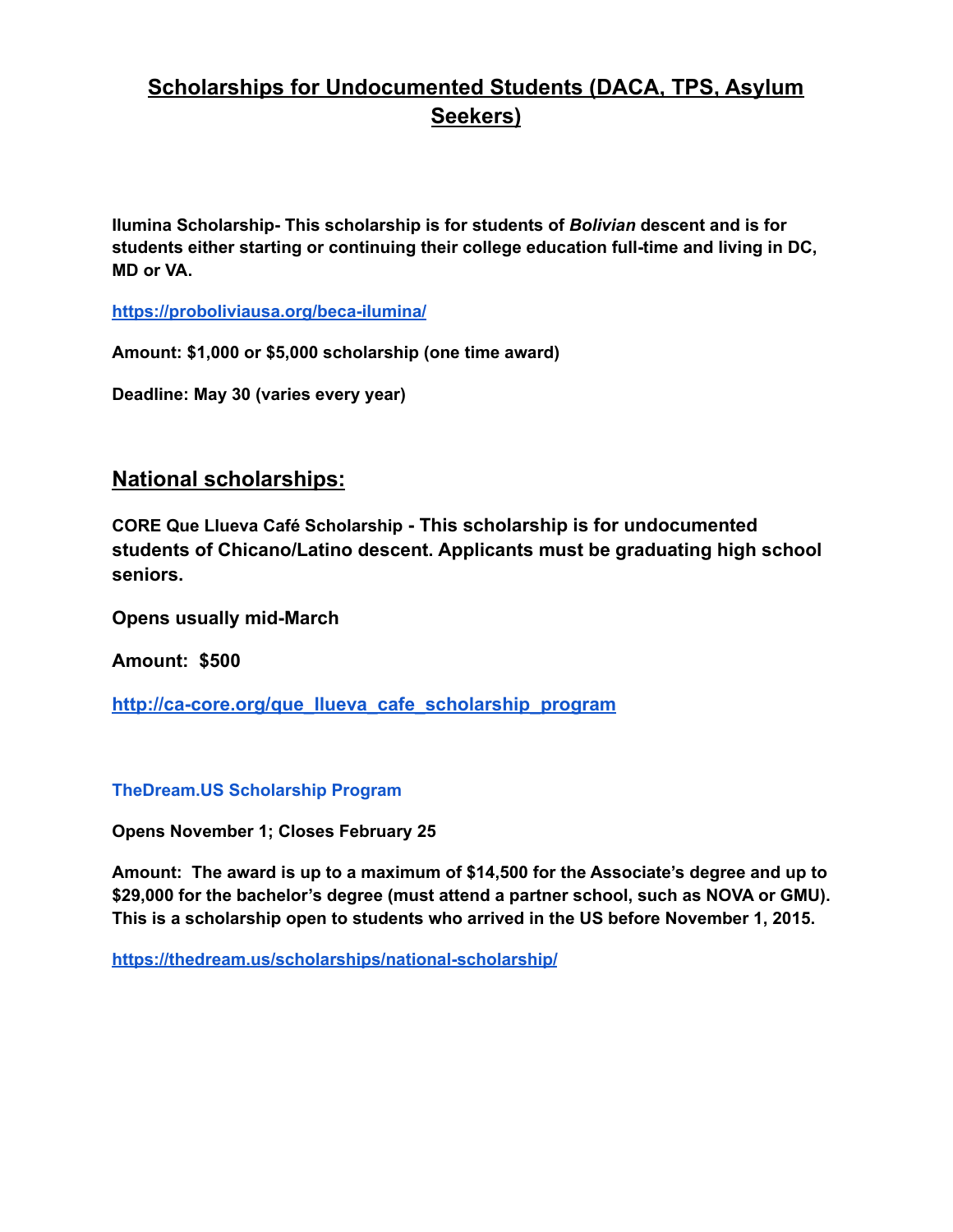# Scholarships for Undocumented Students (DACA, TPS, Asylum Seekers)

**Ilumina Scholarship- This scholarship is for students of *Bolivian* descent and is for students either starting or continuing their college education full-time and living in DC, MD or VA.**

**https://proboliviausa.org/beca-ilumina/**

**Amount: $1,000 or $5,000 scholarship (one time award)**

**Deadline: May 30 (varies every year)**

## National scholarships:

**CORE Que Llueva Café Scholarship - This scholarship is for undocumented students of Chicano/Latino descent. Applicants must be graduating high school seniors.**

**Opens usually mid-March**

**Amount: $500**

**http://ca-core.org/que_llueva_cafe_scholarship_program**

**TheDream.US Scholarship Program**

**Opens November 1; Closes February 25**

**Amount: The award is up to a maximum of $14,500 for the Associate's degree and up to $29,000 for the bachelor's degree (must attend a partner school, such as NOVA or GMU). This is a scholarship open to students who arrived in the US before November 1, 2015.**

**https://thedream.us/scholarships/national-scholarship/**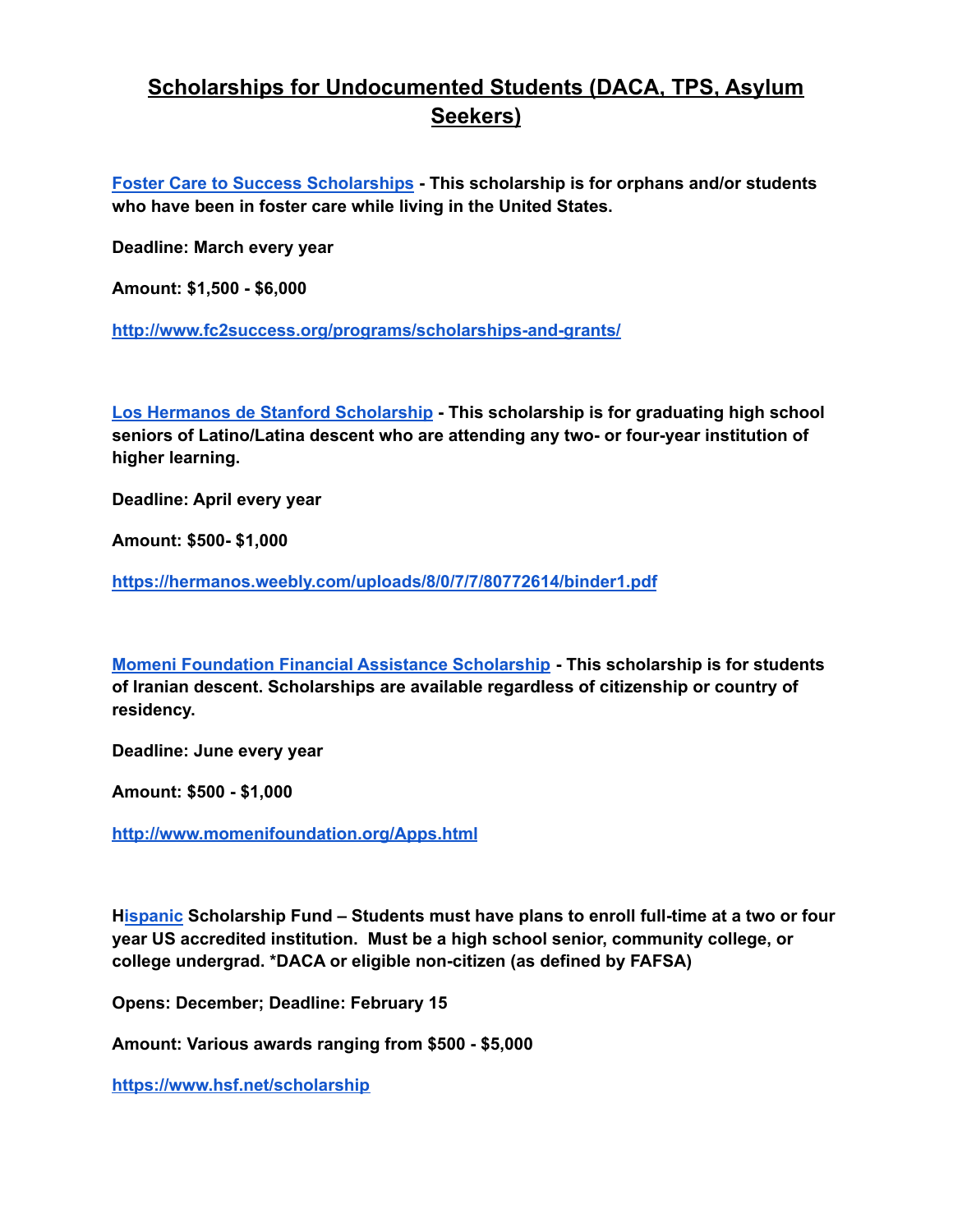# Scholarships for Undocumented Students (DACA, TPS, Asylum Seekers)

**Foster Care to Success Scholarships - This scholarship is for orphans and/or students who have been in foster care while living in the United States.**

**Deadline: March every year**

**Amount: $1,500 - $6,000**

**http://www.fc2success.org/programs/scholarships-and-grants/**

**Los Hermanos de Stanford Scholarship - This scholarship is for graduating high school seniors of Latino/Latina descent who are attending any two- or four-year institution of higher learning.**

**Deadline: April every year**

**Amount: $500- $1,000**

**https://hermanos.weebly.com/uploads/8/0/7/7/80772614/binder1.pdf**

**Momeni Foundation Financial Assistance Scholarship - This scholarship is for students of Iranian descent. Scholarships are available regardless of citizenship or country of residency.**

**Deadline: June every year**

**Amount: $500 - $1,000**

**http://www.momenifoundation.org/Apps.html**

**Hispanic Scholarship Fund – Students must have plans to enroll full-time at a two or four year US accredited institution. Must be a high school senior, community college, or college undergrad. *DACA or eligible non-citizen (as defined by FAFSA)**

**Opens: December; Deadline: February 15**

**Amount: Various awards ranging from $500 - $5,000**

**https://www.hsf.net/scholarship**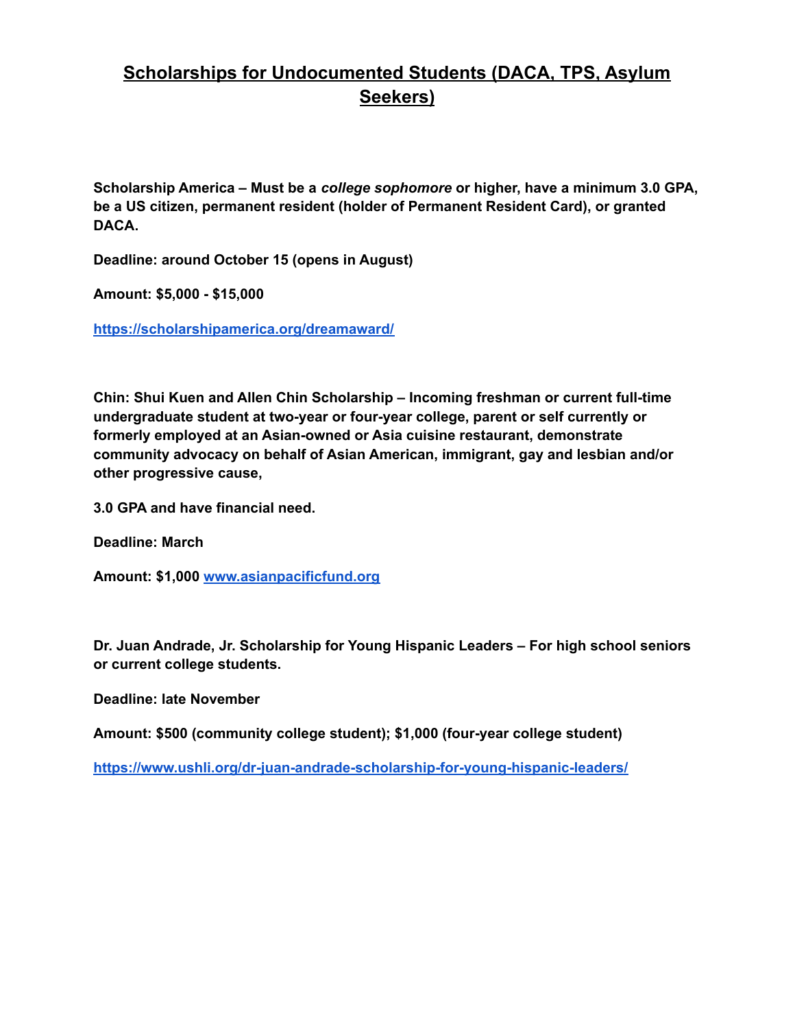# Scholarships for Undocumented Students (DACA, TPS, Asylum Seekers)

**Scholarship America – Must be a *college sophomore* or higher, have a minimum 3.0 GPA, be a US citizen, permanent resident (holder of Permanent Resident Card), or granted DACA.**

**Deadline: around October 15 (opens in August)**

**Amount: $5,000 - $15,000**

**https://scholarshipamerica.org/dreamaward/**

**Chin: Shui Kuen and Allen Chin Scholarship – Incoming freshman or current full-time undergraduate student at two-year or four-year college, parent or self currently or formerly employed at an Asian-owned or Asia cuisine restaurant, demonstrate community advocacy on behalf of Asian American, immigrant, gay and lesbian and/or other progressive cause,**

**3.0 GPA and have financial need.**

**Deadline: March**

**Amount: $1,000 www.asianpacificfund.org**

**Dr. Juan Andrade, Jr. Scholarship for Young Hispanic Leaders – For high school seniors or current college students.**

**Deadline: late November**

**Amount: $500 (community college student); $1,000 (four-year college student)**

**https://www.ushli.org/dr-juan-andrade-scholarship-for-young-hispanic-leaders/**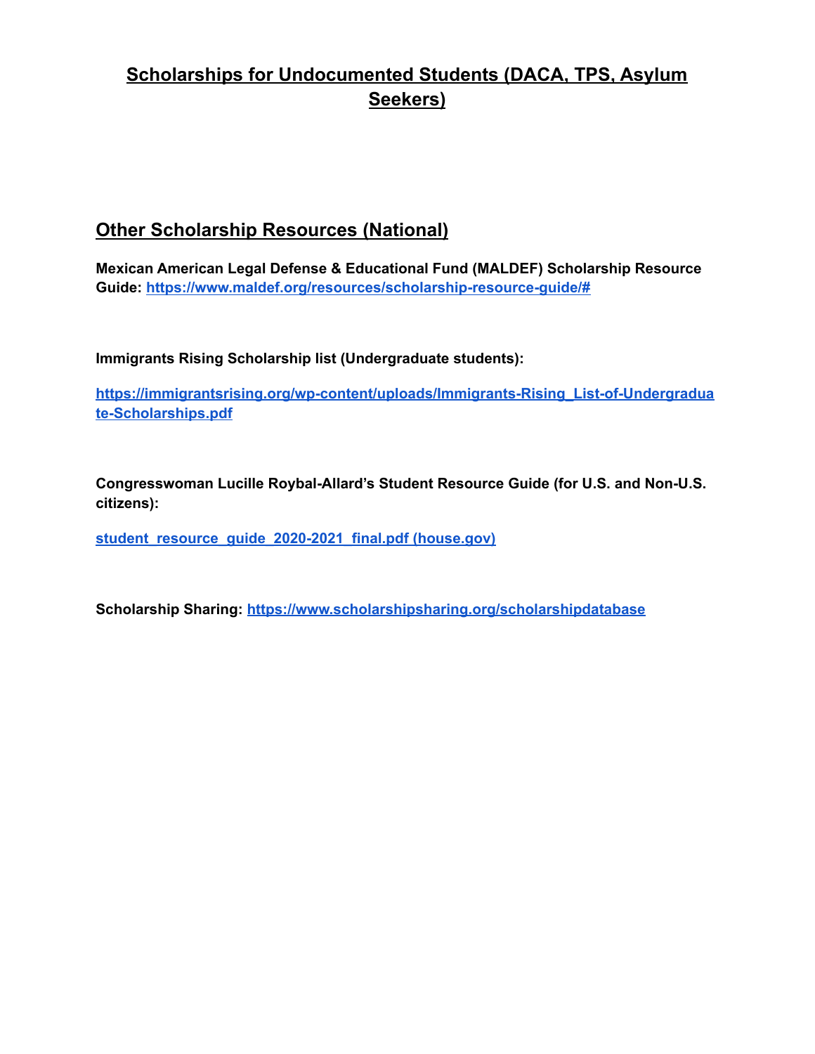# Scholarships for Undocumented Students (DACA, TPS, Asylum Seekers)

## Other Scholarship Resources (National)

**Mexican American Legal Defense & Educational Fund (MALDEF) Scholarship Resource Guide: [https://www.maldef.org/resources/scholarship-resource-guide/#](https://www.maldef.org/resources/scholarship-resource-guide/#)**

**Immigrants Rising Scholarship list (Undergraduate students):**

**[https://immigrantsrising.org/wp-content/uploads/Immigrants-Rising_List-of-Undergraduate-Scholarships.pdf](https://immigrantsrising.org/wp-content/uploads/Immigrants-Rising_List-of-Undergraduate-Scholarships.pdf)**

**Congresswoman Lucille Roybal-Allard's Student Resource Guide (for U.S. and Non-U.S. citizens):**

**student_resource_guide_2020-2021_final.pdf (house.gov)**

**Scholarship Sharing: [https://www.scholarshipsharing.org/scholarshipdatabase](https://www.scholarshipsharing.org/scholarshipdatabase)**